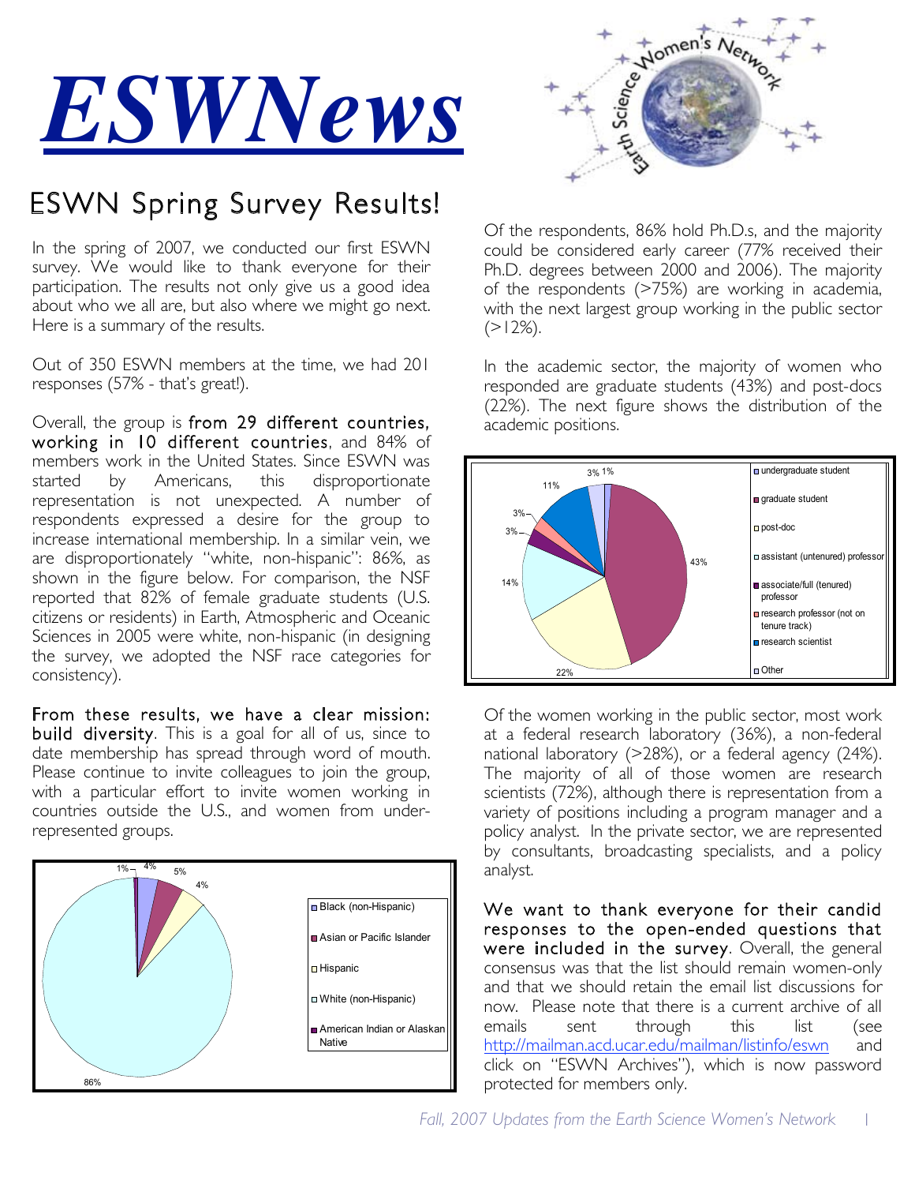# ESWNews

## ESWN Spring Survey Results!

In the spring of 2007, we conducted our first ESWN survey. We would like to thank everyone for their participation. The results not only give us a good idea about who we all are, but also where we might go next. Here is a summary of the results.

Out of 350 ESWN members at the time, we had 201 responses (57% - that's great!).

Overall, the group is **from 29 different countries, working in 10 different countries**, and 84% of members work in the United States. Since ESWN was started by Americans, this disproportionate representation is not unexpected. A number of respondents expressed a desire for the group to increase international membership. In a similar vein, we are disproportionately "white, non-hispanic": 86%, as shown in the figure below. For comparison, the NSF reported that 82% of female graduate students (U.S. citizens or residents) in Earth, Atmospheric and Oceanic Sciences in 2005 were white, non-hispanic (in designing the survey, we adopted the NSF race categories for consistency).

**From these results, we have a clear mission: build diversity**. This is a goal for all of us, since to date membership has spread through word of mouth. Please continue to invite colleagues to join the group, with a particular effort to invite women working in countries outside the U.S., and women from under-represented groups.

| Category | Percent |
|---|---|
| Black (non-Hispanic) | 4% |
| Asian or Pacific Islander | 5% |
| Hispanic | 4% |
| White (non-Hispanic) | 86% |
| American Indian or Alaskan Native | 1% |

Of the respondents, 86% hold Ph.D.s, and the majority could be considered early career (77% received their Ph.D. degrees between 2000 and 2006). The majority of the respondents (>75%) are working in academia, with the next largest group working in the public sector (>12%).

In the academic sector, the majority of women who responded are graduate students (43%) and post-docs (22%). The next figure shows the distribution of the academic positions.

| Position | Percent |
|---|---|
| undergraduate student | 1% |
| graduate student | 43% |
| post-doc | 22% |
| assistant (untenured) professor | 14% |
| associate/full (tenured) professor | 3% |
| research professor (not on tenure track) | 3% |
| research scientist | 11% |
| Other | 3% |

Of the women working in the public sector, most work at a federal research laboratory (36%), a non-federal national laboratory (>28%), or a federal agency (24%). The majority of all of those women are research scientists (72%), although there is representation from a variety of positions including a program manager and a policy analyst. In the private sector, we are represented by consultants, broadcasting specialists, and a policy analyst.

**We want to thank everyone for their candid responses to the open-ended questions that were included in the survey**. Overall, the general consensus was that the list should remain women-only and that we should retain the email list discussions for now. Please note that there is a current archive of all emails sent through this list (see http://mailman.acd.ucar.edu/mailman/listinfo/eswn and click on "ESWN Archives"), which is now password protected for members only.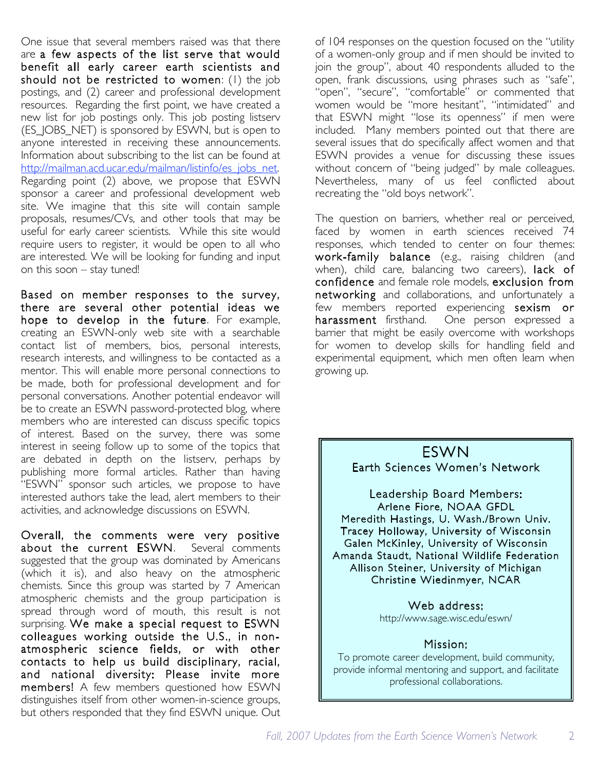One issue that several members raised was that there are **a few aspects of the list serve that would benefit all early career earth scientists and should not be restricted to women**: (1) the job postings, and (2) career and professional development resources. Regarding the first point, we have created a new list for job postings only. This job posting listserv (ES_JOBS_NET) is sponsored by ESWN, but is open to anyone interested in receiving these announcements. Information about subscribing to the list can be found at http://mailman.acd.ucar.edu/mailman/listinfo/es_jobs_net. Regarding point (2) above, we propose that ESWN sponsor a career and professional development web site. We imagine that this site will contain sample proposals, resumes/CVs, and other tools that may be useful for early career scientists. While this site would require users to register, it would be open to all who are interested. We will be looking for funding and input on this soon – stay tuned!

**Based on member responses to the survey, there are several other potential ideas we hope to develop in the future**. For example, creating an ESWN-only web site with a searchable contact list of members, bios, personal interests, research interests, and willingness to be contacted as a mentor. This will enable more personal connections to be made, both for professional development and for personal conversations. Another potential endeavor will be to create an ESWN password-protected blog, where members who are interested can discuss specific topics of interest. Based on the survey, there was some interest in seeing follow up to some of the topics that are debated in depth on the listserv, perhaps by publishing more formal articles. Rather than having "ESWN" sponsor such articles, we propose to have interested authors take the lead, alert members to their activities, and acknowledge discussions on ESWN.

**Overall, the comments were very positive about the current ESWN**. Several comments suggested that the group was dominated by Americans (which it is), and also heavy on the atmospheric chemists. Since this group was started by 7 American atmospheric chemists and the group participation is spread through word of mouth, this result is not surprising. **We make a special request to ESWN colleagues working outside the U.S., in non-atmospheric science fields, or with other contacts to help us build disciplinary, racial, and national diversity: Please invite more members!** A few members questioned how ESWN distinguishes itself from other women-in-science groups, but others responded that they find ESWN unique. Out of 104 responses on the question focused on the "utility of a women-only group and if men should be invited to join the group", about 40 respondents alluded to the open, frank discussions, using phrases such as "safe", "open", "secure", "comfortable" or commented that women would be "more hesitant", "intimidated" and that ESWN might "lose its openness" if men were included. Many members pointed out that there are several issues that do specifically affect women and that ESWN provides a venue for discussing these issues without concern of "being judged" by male colleagues. Nevertheless, many of us feel conflicted about recreating the "old boys network".

The question on barriers, whether real or perceived, faced by women in earth sciences received 74 responses, which tended to center on four themes: **work-family balance** (e.g., raising children (and when), child care, balancing two careers), **lack of confidence** and female role models, **exclusion from networking** and collaborations, and unfortunately a few members reported experiencing **sexism or harassment** firsthand. One person expressed a barrier that might be easily overcome with workshops for women to develop skills for handling field and experimental equipment, which men often learn when growing up.

---

## ESWN

### Earth Sciences Women's Network

**Leadership Board Members:**

Arlene Fiore, NOAA GFDL
Meredith Hastings, U. Wash./Brown Univ.
Tracey Holloway, University of Wisconsin
Galen McKinley, University of Wisconsin
Amanda Staudt, National Wildlife Federation
Allison Steiner, University of Michigan
Christine Wiedinmyer, NCAR

**Web address:**

http://www.sage.wisc.edu/eswn/

**Mission:**

To promote career development, build community, provide informal mentoring and support, and facilitate professional collaborations.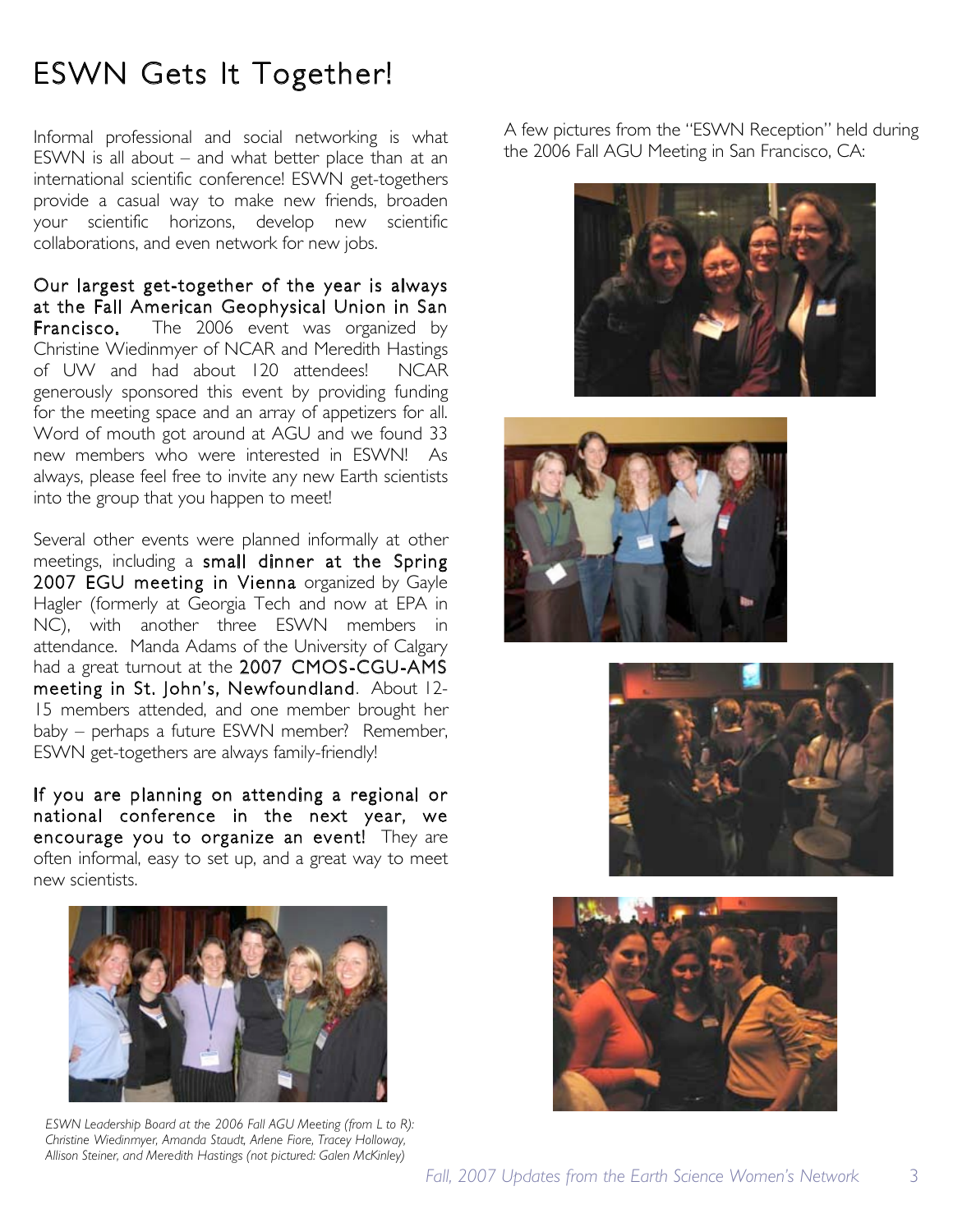# ESWN Gets It Together!

Informal professional and social networking is what ESWN is all about – and what better place than at an international scientific conference! ESWN get-togethers provide a casual way to make new friends, broaden your scientific horizons, develop new scientific collaborations, and even network for new jobs.

**Our largest get-together of the year is always at the Fall American Geophysical Union in San Francisco.** The 2006 event was organized by Christine Wiedinmyer of NCAR and Meredith Hastings of UW and had about 120 attendees! NCAR generously sponsored this event by providing funding for the meeting space and an array of appetizers for all. Word of mouth got around at AGU and we found 33 new members who were interested in ESWN! As always, please feel free to invite any new Earth scientists into the group that you happen to meet!

Several other events were planned informally at other meetings, including a **small dinner at the Spring 2007 EGU meeting in Vienna** organized by Gayle Hagler (formerly at Georgia Tech and now at EPA in NC), with another three ESWN members in attendance. Manda Adams of the University of Calgary had a great turnout at the **2007 CMOS-CGU-AMS meeting in St. John's, Newfoundland**. About 12-15 members attended, and one member brought her baby – perhaps a future ESWN member? Remember, ESWN get-togethers are always family-friendly!

**If you are planning on attending a regional or national conference in the next year, we encourage you to organize an event!** They are often informal, easy to set up, and a great way to meet new scientists.

*ESWN Leadership Board at the 2006 Fall AGU Meeting (from L to R): Christine Wiedinmyer, Amanda Staudt, Arlene Fiore, Tracey Holloway, Allison Steiner, and Meredith Hastings (not pictured: Galen McKinley)*

A few pictures from the "ESWN Reception" held during the 2006 Fall AGU Meeting in San Francisco, CA: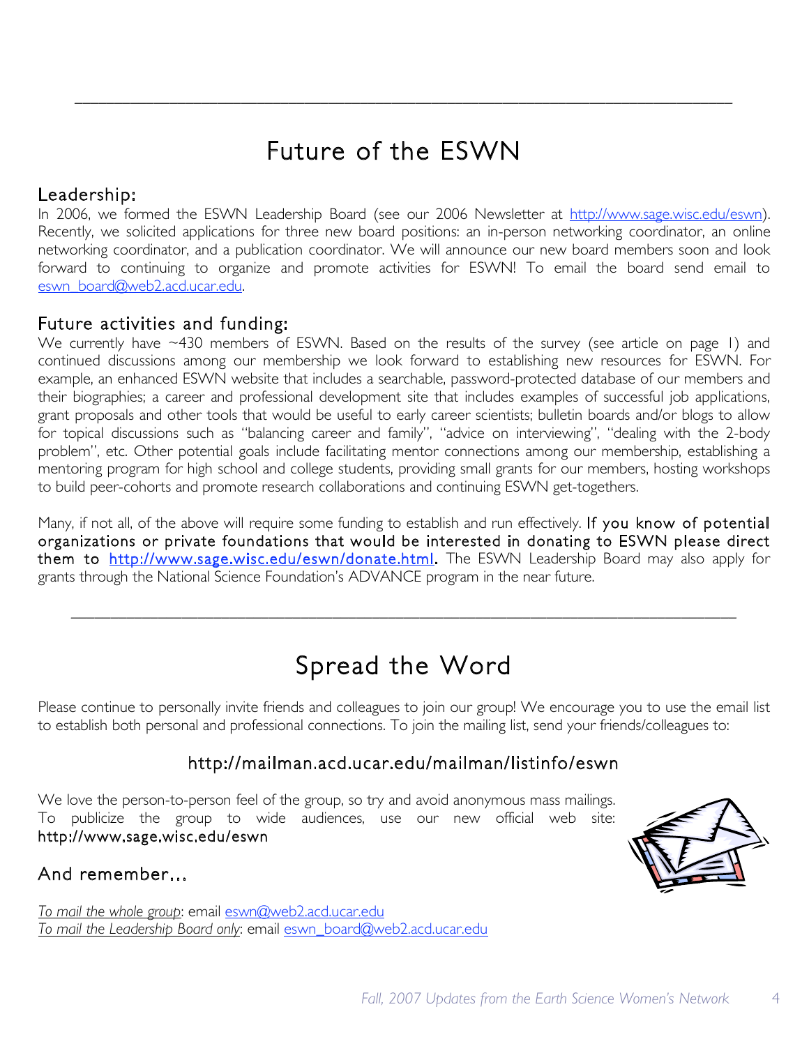# Future of the ESWN

## Leadership:

In 2006, we formed the ESWN Leadership Board (see our 2006 Newsletter at http://www.sage.wisc.edu/eswn). Recently, we solicited applications for three new board positions: an in-person networking coordinator, an online networking coordinator, and a publication coordinator. We will announce our new board members soon and look forward to continuing to organize and promote activities for ESWN! To email the board send email to eswn_board@web2.acd.ucar.edu.

## Future activities and funding:

We currently have ~430 members of ESWN. Based on the results of the survey (see article on page 1) and continued discussions among our membership we look forward to establishing new resources for ESWN. For example, an enhanced ESWN website that includes a searchable, password-protected database of our members and their biographies; a career and professional development site that includes examples of successful job applications, grant proposals and other tools that would be useful to early career scientists; bulletin boards and/or blogs to allow for topical discussions such as "balancing career and family", "advice on interviewing", "dealing with the 2-body problem", etc. Other potential goals include facilitating mentor connections among our membership, establishing a mentoring program for high school and college students, providing small grants for our members, hosting workshops to build peer-cohorts and promote research collaborations and continuing ESWN get-togethers.

Many, if not all, of the above will require some funding to establish and run effectively. **If you know of potential organizations or private foundations that would be interested in donating to ESWN please direct them to http://www.sage.wisc.edu/eswn/donate.html.** The ESWN Leadership Board may also apply for grants through the National Science Foundation's ADVANCE program in the near future.

# Spread the Word

Please continue to personally invite friends and colleagues to join our group! We encourage you to use the email list to establish both personal and professional connections. To join the mailing list, send your friends/colleagues to:

**http://mailman.acd.ucar.edu/mailman/listinfo/eswn**

We love the person-to-person feel of the group, so try and avoid anonymous mass mailings. To publicize the group to wide audiences, use our new official web site: http://www.sage.wisc.edu/eswn

## And remember…

*To mail the whole group*: email eswn@web2.acd.ucar.edu
*To mail the Leadership Board only*: email eswn_board@web2.acd.ucar.edu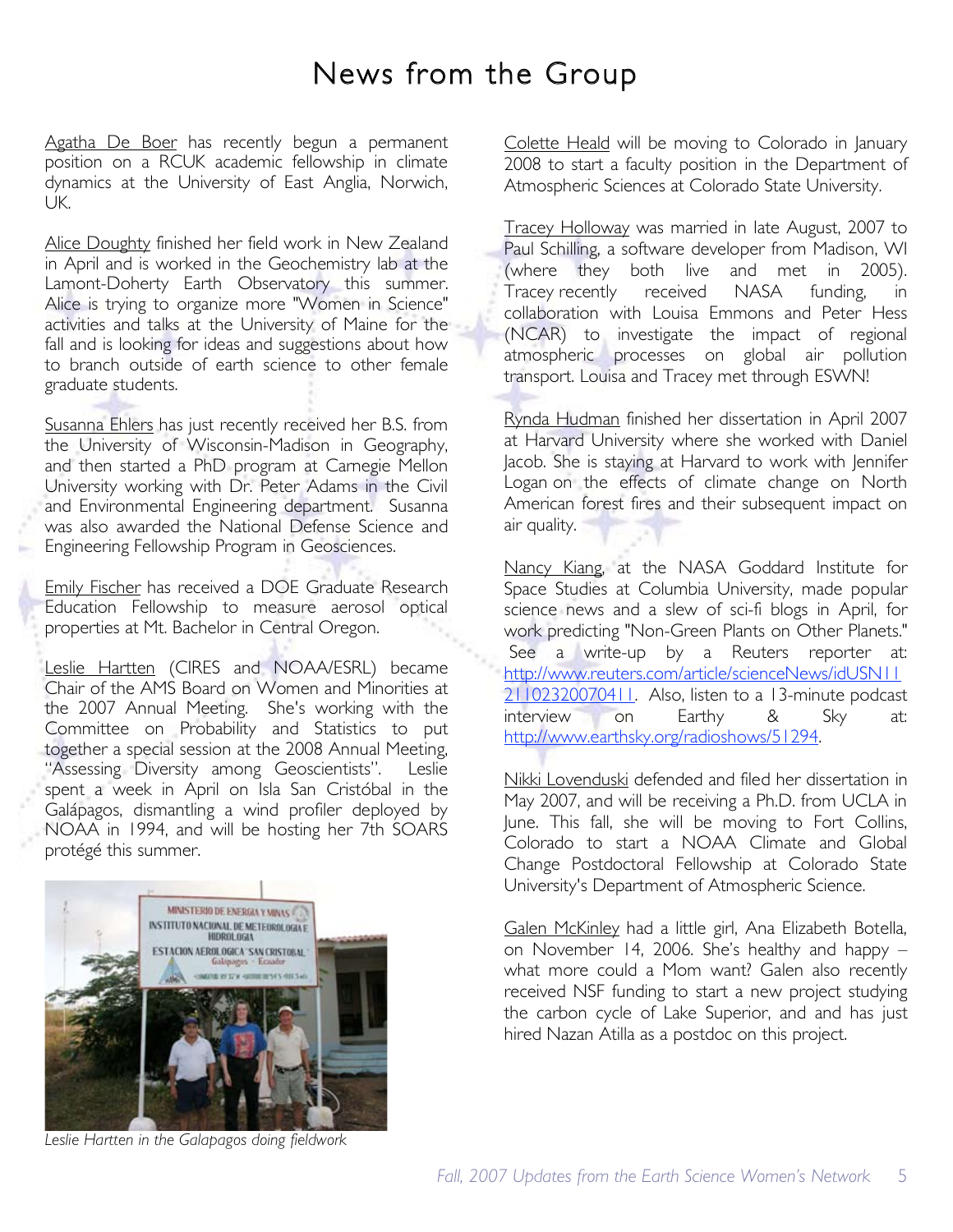# News from the Group

Agatha De Boer has recently begun a permanent position on a RCUK academic fellowship in climate dynamics at the University of East Anglia, Norwich, UK.

Alice Doughty finished her field work in New Zealand in April and is worked in the Geochemistry lab at the Lamont-Doherty Earth Observatory this summer. Alice is trying to organize more "Women in Science" activities and talks at the University of Maine for the fall and is looking for ideas and suggestions about how to branch outside of earth science to other female graduate students.

Susanna Ehlers has just recently received her B.S. from the University of Wisconsin-Madison in Geography, and then started a PhD program at Carnegie Mellon University working with Dr. Peter Adams in the Civil and Environmental Engineering department. Susanna was also awarded the National Defense Science and Engineering Fellowship Program in Geosciences.

Emily Fischer has received a DOE Graduate Research Education Fellowship to measure aerosol optical properties at Mt. Bachelor in Central Oregon.

Leslie Hartten (CIRES and NOAA/ESRL) became Chair of the AMS Board on Women and Minorities at the 2007 Annual Meeting. She's working with the Committee on Probability and Statistics to put together a special session at the 2008 Annual Meeting, "Assessing Diversity among Geoscientists". Leslie spent a week in April on Isla San Cristóbal in the Galápagos, dismantling a wind profiler deployed by NOAA in 1994, and will be hosting her 7th SOARS protégé this summer.

*Leslie Hartten in the Galapagos doing fieldwork*

Colette Heald will be moving to Colorado in January 2008 to start a faculty position in the Department of Atmospheric Sciences at Colorado State University.

Tracey Holloway was married in late August, 2007 to Paul Schilling, a software developer from Madison, WI (where they both live and met in 2005). Tracey recently received NASA funding, in collaboration with Louisa Emmons and Peter Hess (NCAR) to investigate the impact of regional atmospheric processes on global air pollution transport. Louisa and Tracey met through ESWN!

Rynda Hudman finished her dissertation in April 2007 at Harvard University where she worked with Daniel Jacob. She is staying at Harvard to work with Jennifer Logan on the effects of climate change on North American forest fires and their subsequent impact on air quality.

Nancy Kiang, at the NASA Goddard Institute for Space Studies at Columbia University, made popular science news and a slew of sci-fi blogs in April, for work predicting "Non-Green Plants on Other Planets." See a write-up by a Reuters reporter at: http://www.reuters.com/article/scienceNews/idUSN1121102320070411. Also, listen to a 13-minute podcast interview on Earthy & Sky at: http://www.earthsky.org/radioshows/51294.

Nikki Lovenduski defended and filed her dissertation in May 2007, and will be receiving a Ph.D. from UCLA in June. This fall, she will be moving to Fort Collins, Colorado to start a NOAA Climate and Global Change Postdoctoral Fellowship at Colorado State University's Department of Atmospheric Science.

Galen McKinley had a little girl, Ana Elizabeth Botella, on November 14, 2006. She's healthy and happy – what more could a Mom want? Galen also recently received NSF funding to start a new project studying the carbon cycle of Lake Superior, and and has just hired Nazan Atilla as a postdoc on this project.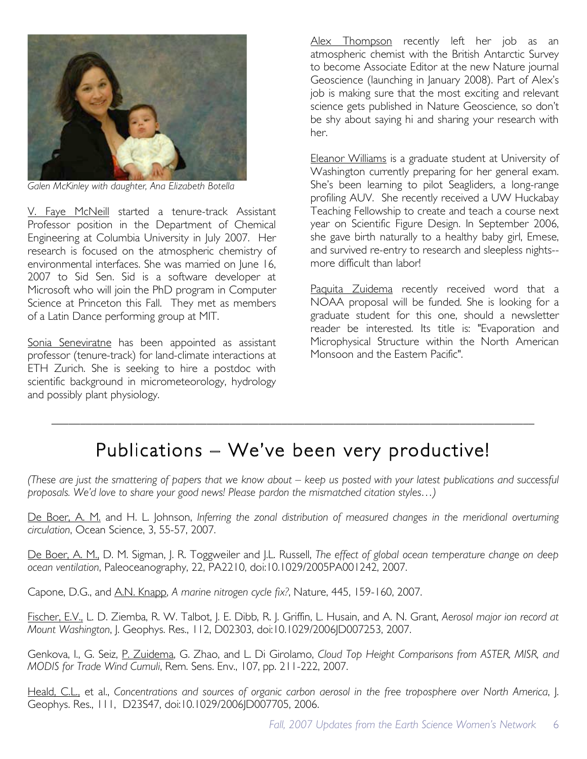*Galen McKinley with daughter, Ana Elizabeth Botella*

V. Faye McNeill started a tenure-track Assistant Professor position in the Department of Chemical Engineering at Columbia University in July 2007. Her research is focused on the atmospheric chemistry of environmental interfaces. She was married on June 16, 2007 to Sid Sen. Sid is a software developer at Microsoft who will join the PhD program in Computer Science at Princeton this Fall. They met as members of a Latin Dance performing group at MIT.

Sonia Seneviratne has been appointed as assistant professor (tenure-track) for land-climate interactions at ETH Zurich. She is seeking to hire a postdoc with scientific background in micrometeorology, hydrology and possibly plant physiology.

Alex Thompson recently left her job as an atmospheric chemist with the British Antarctic Survey to become Associate Editor at the new Nature journal Geoscience (launching in January 2008). Part of Alex's job is making sure that the most exciting and relevant science gets published in Nature Geoscience, so don't be shy about saying hi and sharing your research with her.

Eleanor Williams is a graduate student at University of Washington currently preparing for her general exam. She's been learning to pilot Seagliders, a long-range profiling AUV. She recently received a UW Huckabay Teaching Fellowship to create and teach a course next year on Scientific Figure Design. In September 2006, she gave birth naturally to a healthy baby girl, Emese, and survived re-entry to research and sleepless nights--more difficult than labor!

Paquita Zuidema recently received word that a NOAA proposal will be funded. She is looking for a graduate student for this one, should a newsletter reader be interested. Its title is: "Evaporation and Microphysical Structure within the North American Monsoon and the Eastern Pacific".

---

# Publications – We've been very productive!

*(These are just the smattering of papers that we know about – keep us posted with your latest publications and successful proposals. We'd love to share your good news! Please pardon the mismatched citation styles…)*

De Boer, A. M. and H. L. Johnson, *Inferring the zonal distribution of measured changes in the meridional overturning circulation*, Ocean Science, 3, 55-57, 2007.

De Boer, A. M., D. M. Sigman, J. R. Toggweiler and J.L. Russell, *The effect of global ocean temperature change on deep ocean ventilation*, Paleoceanography, 22, PA2210, doi:10.1029/2005PA001242, 2007.

Capone, D.G., and A.N. Knapp, *A marine nitrogen cycle fix?*, Nature, 445, 159-160, 2007.

Fischer, E.V., L. D. Ziemba, R. W. Talbot, J. E. Dibb, R. J. Griffin, L. Husain, and A. N. Grant, *Aerosol major ion record at Mount Washington*, J. Geophys. Res., 112, D02303, doi:10.1029/2006JD007253, 2007.

Genkova, I., G. Seiz, P. Zuidema, G. Zhao, and L. Di Girolamo, *Cloud Top Height Comparisons from ASTER, MISR, and MODIS for Trade Wind Cumuli*, Rem. Sens. Env., 107, pp. 211-222, 2007.

Heald, C.L., et al., *Concentrations and sources of organic carbon aerosol in the free troposphere over North America*, J. Geophys. Res., 111, D23S47, doi:10.1029/2006JD007705, 2006.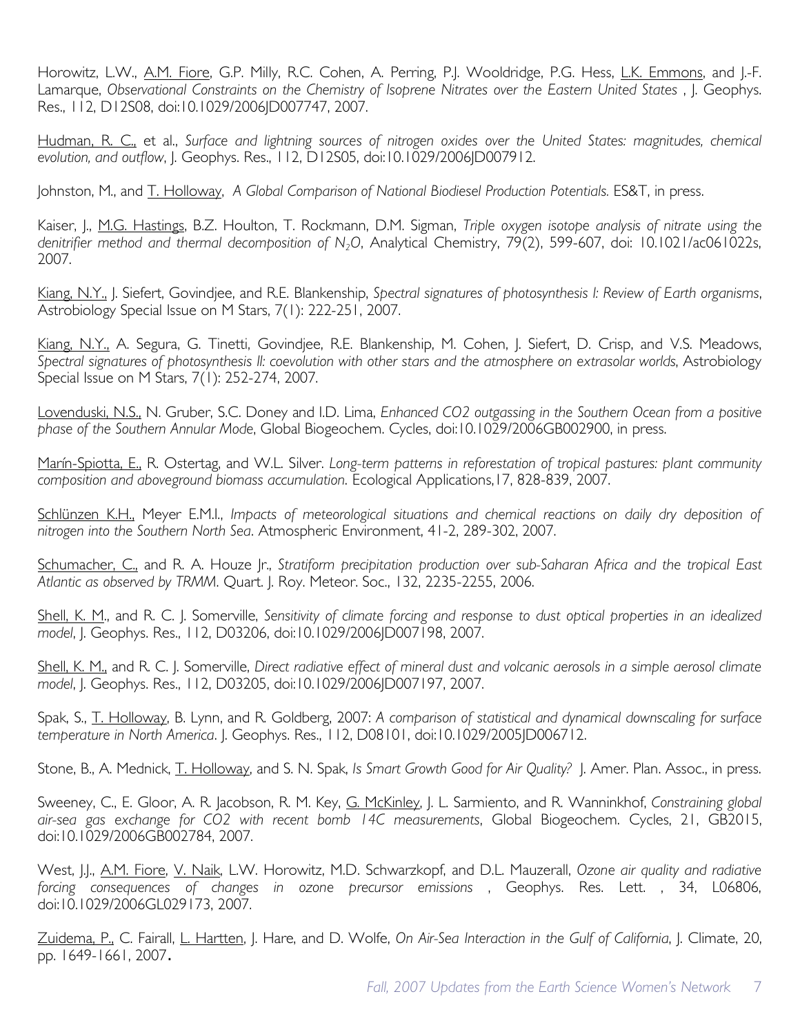Horowitz, L.W., A.M. Fiore, G.P. Milly, R.C. Cohen, A. Perring, P.J. Wooldridge, P.G. Hess, L.K. Emmons, and J.-F. Lamarque, *Observational Constraints on the Chemistry of Isoprene Nitrates over the Eastern United States* , J. Geophys. Res., 112, D12S08, doi:10.1029/2006JD007747, 2007.

Hudman, R. C., et al., *Surface and lightning sources of nitrogen oxides over the United States: magnitudes, chemical evolution, and outflow*, J. Geophys. Res., 112, D12S05, doi:10.1029/2006JD007912.

Johnston, M., and T. Holloway, *A Global Comparison of National Biodiesel Production Potentials.* ES&T, in press.

Kaiser, J., M.G. Hastings, B.Z. Houlton, T. Rockmann, D.M. Sigman, *Triple oxygen isotope analysis of nitrate using the denitrifier method and thermal decomposition of $N_2O$*, Analytical Chemistry, 79(2), 599-607, doi: 10.1021/ac061022s, 2007.

Kiang, N.Y., J. Siefert, Govindjee, and R.E. Blankenship, *Spectral signatures of photosynthesis I: Review of Earth organisms*, Astrobiology Special Issue on M Stars, 7(1): 222-251, 2007.

Kiang, N.Y., A. Segura, G. Tinetti, Govindjee, R.E. Blankenship, M. Cohen, J. Siefert, D. Crisp, and V.S. Meadows, *Spectral signatures of photosynthesis II: coevolution with other stars and the atmosphere on extrasolar worlds*, Astrobiology Special Issue on M Stars, 7(1): 252-274, 2007.

Lovenduski, N.S., N. Gruber, S.C. Doney and I.D. Lima, *Enhanced CO2 outgassing in the Southern Ocean from a positive phase of the Southern Annular Mode*, Global Biogeochem. Cycles, doi:10.1029/2006GB002900, in press.

Marín-Spiotta, E., R. Ostertag, and W.L. Silver. *Long-term patterns in reforestation of tropical pastures: plant community composition and aboveground biomass accumulation.* Ecological Applications,17, 828-839, 2007.

Schlünzen K.H., Meyer E.M.I., *Impacts of meteorological situations and chemical reactions on daily dry deposition of nitrogen into the Southern North Sea*. Atmospheric Environment, 41-2, 289-302, 2007.

Schumacher, C., and R. A. Houze Jr., *Stratiform precipitation production over sub-Saharan Africa and the tropical East Atlantic as observed by TRMM.* Quart. J. Roy. Meteor. Soc., 132, 2235-2255, 2006.

Shell, K. M., and R. C. J. Somerville, *Sensitivity of climate forcing and response to dust optical properties in an idealized model*, J. Geophys. Res., 112, D03206, doi:10.1029/2006JD007198, 2007.

Shell, K. M., and R. C. J. Somerville, *Direct radiative effect of mineral dust and volcanic aerosols in a simple aerosol climate model*, J. Geophys. Res., 112, D03205, doi:10.1029/2006JD007197, 2007.

Spak, S., T. Holloway, B. Lynn, and R. Goldberg, 2007: *A comparison of statistical and dynamical downscaling for surface temperature in North America*. J. Geophys. Res., 112, D08101, doi:10.1029/2005JD006712.

Stone, B., A. Mednick, T. Holloway, and S. N. Spak, *Is Smart Growth Good for Air Quality?* J. Amer. Plan. Assoc., in press.

Sweeney, C., E. Gloor, A. R. Jacobson, R. M. Key, G. McKinley, J. L. Sarmiento, and R. Wanninkhof, *Constraining global air-sea gas exchange for CO2 with recent bomb 14C measurements*, Global Biogeochem. Cycles, 21, GB2015, doi:10.1029/2006GB002784, 2007.

West, J.J., A.M. Fiore, V. Naik, L.W. Horowitz, M.D. Schwarzkopf, and D.L. Mauzerall, *Ozone air quality and radiative forcing consequences of changes in ozone precursor emissions* , Geophys. Res. Lett. , 34, L06806, doi:10.1029/2006GL029173, 2007.

Zuidema, P., C. Fairall, L. Hartten, J. Hare, and D. Wolfe, *On Air-Sea Interaction in the Gulf of California*, J. Climate, 20, pp. 1649-1661, 2007**.**